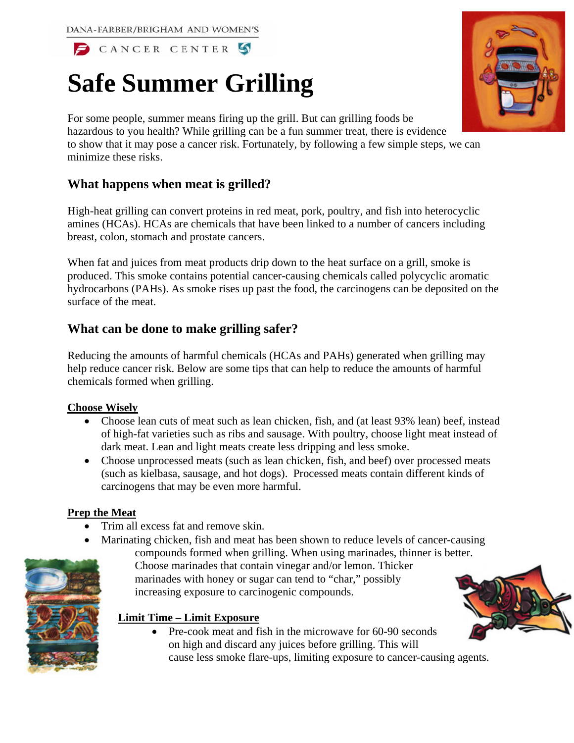DANA-FARBER/BRIGHAM AND WOMEN'S

CANCER CENTER

# Safe Summer Grilling

For some people, summer means firing up the grill. But can grilling foods be hazardous to you health? While grilling can be a fun summer treat, there is evidence to show that it may pose a cancer risk. Fortunately, by following a few simple steps, we can minimize these risks.

## What happens when meat is grilled?

High-heat grilling can convert proteins in red meat, pork, poultry, and fish into heterocyclic amines (HCAs). HCAs are chemicals that have been linked to a number of cancers including breast, colon, stomach and prostate cancers.

When fat and juices from meat products drip down to the heat surface on a grill, smoke is produced. This smoke contains potential cancer-causing chemicals called polycyclic aromatic hydrocarbons (PAHs). As smoke rises up past the food, the carcinogens can be deposited on the surface of the meat.

## What can be done to make grilling safer?

Reducing the amounts of harmful chemicals (HCAs and PAHs) generated when grilling may help reduce cancer risk. Below are some tips that can help to reduce the amounts of harmful chemicals formed when grilling.

**Choose Wisely**

- Choose lean cuts of meat such as lean chicken, fish, and (at least 93% lean) beef, instead of high-fat varieties such as ribs and sausage. With poultry, choose light meat instead of dark meat. Lean and light meats create less dripping and less smoke.
- Choose unprocessed meats (such as lean chicken, fish, and beef) over processed meats (such as kielbasa, sausage, and hot dogs). Processed meats contain different kinds of carcinogens that may be even more harmful.

**Prep the Meat**

- Trim all excess fat and remove skin.
- Marinating chicken, fish and meat has been shown to reduce levels of cancer-causing compounds formed when grilling. When using marinades, thinner is better. Choose marinades that contain vinegar and/or lemon. Thicker marinades with honey or sugar can tend to "char," possibly increasing exposure to carcinogenic compounds.

**Limit Time – Limit Exposure**

- Pre-cook meat and fish in the microwave for 60-90 seconds on high and discard any juices before grilling. This will cause less smoke flare-ups, limiting exposure to cancer-causing agents.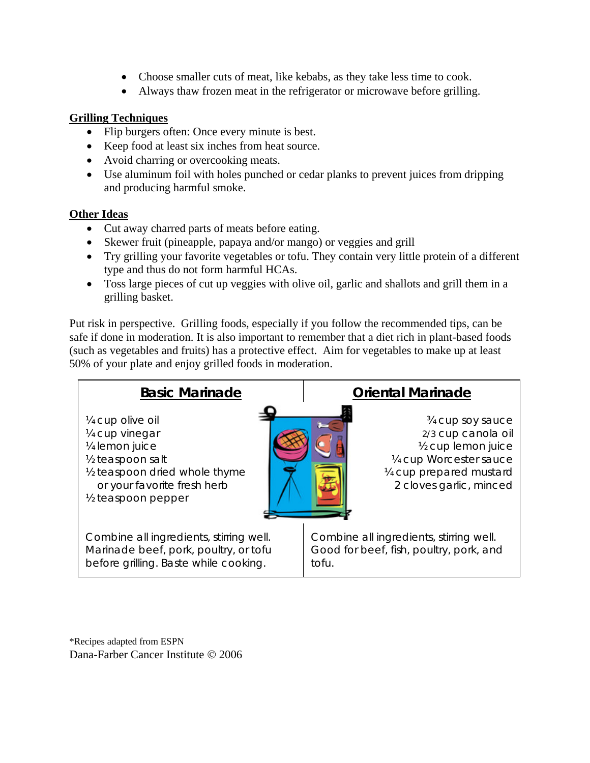- Choose smaller cuts of meat, like kebabs, as they take less time to cook.
- Always thaw frozen meat in the refrigerator or microwave before grilling.

**Grilling Techniques**

- Flip burgers often: Once every minute is best.
- Keep food at least six inches from heat source.
- Avoid charring or overcooking meats.
- Use aluminum foil with holes punched or cedar planks to prevent juices from dripping and producing harmful smoke.

**Other Ideas**

- Cut away charred parts of meats before eating.
- Skewer fruit (pineapple, papaya and/or mango) or veggies and grill
- Try grilling your favorite vegetables or tofu. They contain very little protein of a different type and thus do not form harmful HCAs.
- Toss large pieces of cut up veggies with olive oil, garlic and shallots and grill them in a grilling basket.

Put risk in perspective. Grilling foods, especially if you follow the recommended tips, can be safe if done in moderation. It is also important to remember that a diet rich in plant-based foods (such as vegetables and fruits) has a protective effect. Aim for vegetables to make up at least 50% of your plate and enjoy grilled foods in moderation.

| **Basic Marinade** | **Oriental Marinade** |
| --- | --- |
| ¼ cup olive oil<br>¼ cup vinegar<br>¼ lemon juice<br>½ teaspoon salt<br>½ teaspoon dried whole thyme or your favorite fresh herb<br>½ teaspoon pepper | ¾ cup soy sauce<br>2/3 cup canola oil<br>½ cup lemon juice<br>¼ cup Worcester sauce<br>¼ cup prepared mustard<br>2 cloves garlic, minced |
| Combine all ingredients, stirring well. Marinade beef, pork, poultry, or tofu before grilling. Baste while cooking. | Combine all ingredients, stirring well. Good for beef, fish, poultry, pork, and tofu. |

*Recipes adapted from ESPN

Dana-Farber Cancer Institute © 2006